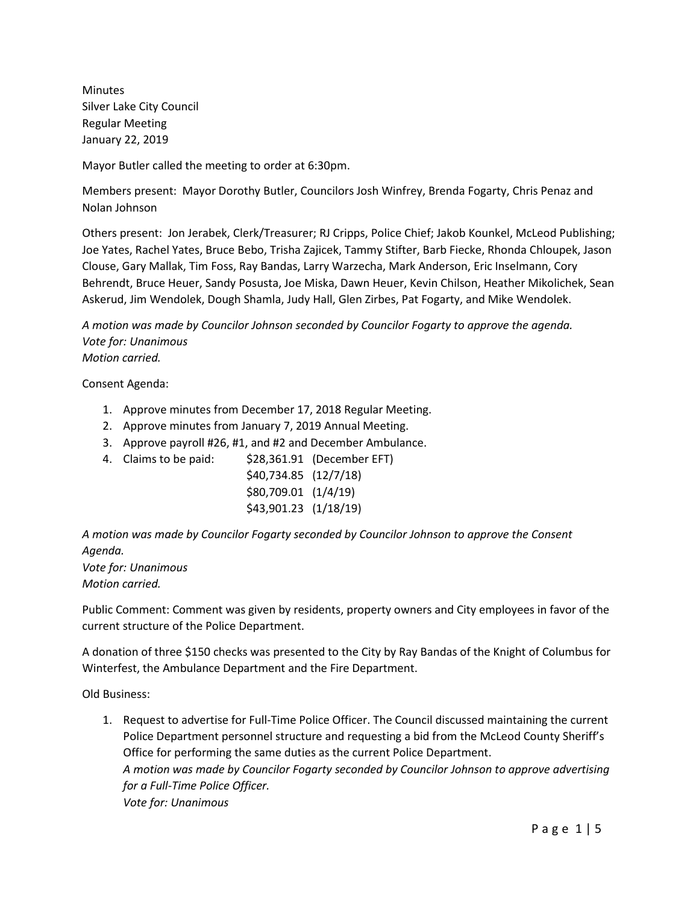Minutes
Silver Lake City Council
Regular Meeting
January 22, 2019

Mayor Butler called the meeting to order at 6:30pm.

Members present: Mayor Dorothy Butler, Councilors Josh Winfrey, Brenda Fogarty, Chris Penaz and Nolan Johnson

Others present: Jon Jerabek, Clerk/Treasurer; RJ Cripps, Police Chief; Jakob Kounkel, McLeod Publishing; Joe Yates, Rachel Yates, Bruce Bebo, Trisha Zajicek, Tammy Stifter, Barb Fiecke, Rhonda Chloupek, Jason Clouse, Gary Mallak, Tim Foss, Ray Bandas, Larry Warzecha, Mark Anderson, Eric Inselmann, Cory Behrendt, Bruce Heuer, Sandy Posusta, Joe Miska, Dawn Heuer, Kevin Chilson, Heather Mikolichek, Sean Askerud, Jim Wendolek, Dough Shamla, Judy Hall, Glen Zirbes, Pat Fogarty, and Mike Wendolek.

*A motion was made by Councilor Johnson seconded by Councilor Fogarty to approve the agenda.*
*Vote for: Unanimous*
*Motion carried.*

Consent Agenda:

1. Approve minutes from December 17, 2018 Regular Meeting.
2. Approve minutes from January 7, 2019 Annual Meeting.
3. Approve payroll #26, #1, and #2 and December Ambulance.
4. Claims to be paid: $28,361.91 (December EFT)
   $40,734.85 (12/7/18)
   $80,709.01 (1/4/19)
   $43,901.23 (1/18/19)

*A motion was made by Councilor Fogarty seconded by Councilor Johnson to approve the Consent Agenda.*
*Vote for: Unanimous*
*Motion carried.*

Public Comment: Comment was given by residents, property owners and City employees in favor of the current structure of the Police Department.

A donation of three $150 checks was presented to the City by Ray Bandas of the Knight of Columbus for Winterfest, the Ambulance Department and the Fire Department.

Old Business:

1. Request to advertise for Full-Time Police Officer. The Council discussed maintaining the current Police Department personnel structure and requesting a bid from the McLeod County Sheriff's Office for performing the same duties as the current Police Department.
   *A motion was made by Councilor Fogarty seconded by Councilor Johnson to approve advertising for a Full-Time Police Officer.*
   *Vote for: Unanimous*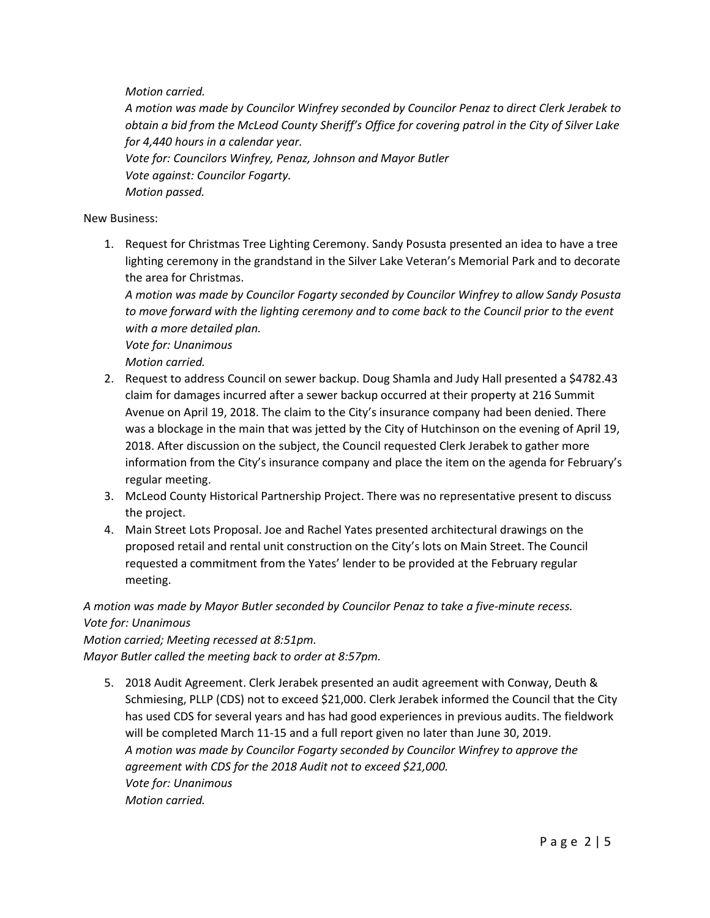*Motion carried.*

*A motion was made by Councilor Winfrey seconded by Councilor Penaz to direct Clerk Jerabek to obtain a bid from the McLeod County Sheriff's Office for covering patrol in the City of Silver Lake for 4,440 hours in a calendar year.*

*Vote for: Councilors Winfrey, Penaz, Johnson and Mayor Butler*

*Vote against: Councilor Fogarty.*

*Motion passed.*

New Business:

1. Request for Christmas Tree Lighting Ceremony. Sandy Posusta presented an idea to have a tree lighting ceremony in the grandstand in the Silver Lake Veteran's Memorial Park and to decorate the area for Christmas.

   *A motion was made by Councilor Fogarty seconded by Councilor Winfrey to allow Sandy Posusta to move forward with the lighting ceremony and to come back to the Council prior to the event with a more detailed plan.*

   *Vote for: Unanimous*

   *Motion carried.*
2. Request to address Council on sewer backup. Doug Shamla and Judy Hall presented a $4782.43 claim for damages incurred after a sewer backup occurred at their property at 216 Summit Avenue on April 19, 2018. The claim to the City's insurance company had been denied. There was a blockage in the main that was jetted by the City of Hutchinson on the evening of April 19, 2018. After discussion on the subject, the Council requested Clerk Jerabek to gather more information from the City's insurance company and place the item on the agenda for February's regular meeting.
3. McLeod County Historical Partnership Project. There was no representative present to discuss the project.
4. Main Street Lots Proposal. Joe and Rachel Yates presented architectural drawings on the proposed retail and rental unit construction on the City's lots on Main Street. The Council requested a commitment from the Yates' lender to be provided at the February regular meeting.

*A motion was made by Mayor Butler seconded by Councilor Penaz to take a five-minute recess.*

*Vote for: Unanimous*

*Motion carried; Meeting recessed at 8:51pm.*

*Mayor Butler called the meeting back to order at 8:57pm.*

5. 2018 Audit Agreement. Clerk Jerabek presented an audit agreement with Conway, Deuth & Schmiesing, PLLP (CDS) not to exceed $21,000. Clerk Jerabek informed the Council that the City has used CDS for several years and has had good experiences in previous audits. The fieldwork will be completed March 11-15 and a full report given no later than June 30, 2019.

   *A motion was made by Councilor Fogarty seconded by Councilor Winfrey to approve the agreement with CDS for the 2018 Audit not to exceed $21,000.*

   *Vote for: Unanimous*

   *Motion carried.*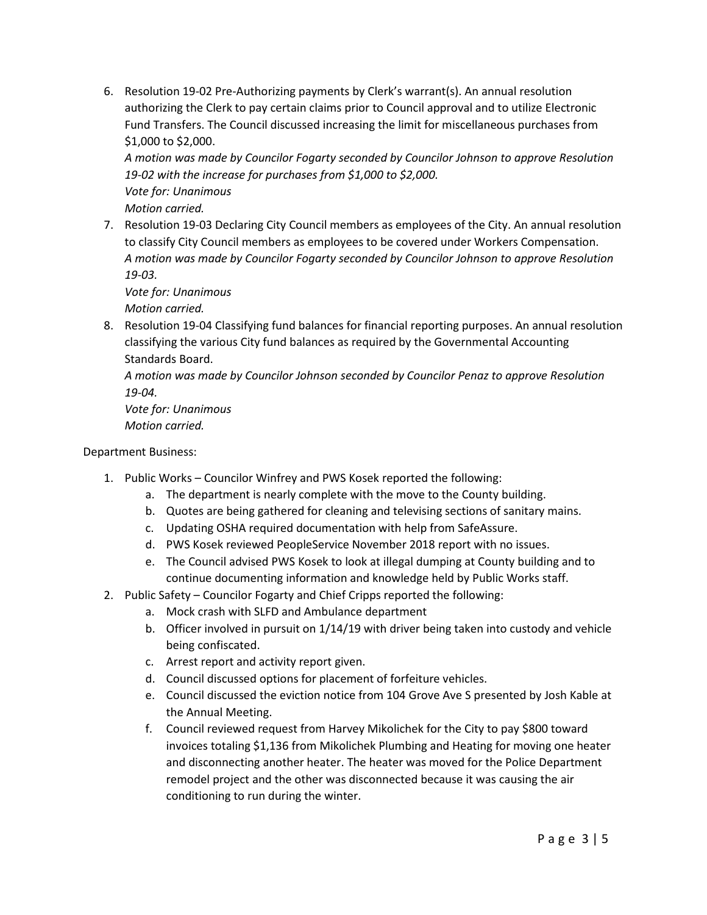6. Resolution 19-02 Pre-Authorizing payments by Clerk's warrant(s). An annual resolution authorizing the Clerk to pay certain claims prior to Council approval and to utilize Electronic Fund Transfers. The Council discussed increasing the limit for miscellaneous purchases from $1,000 to $2,000.
   *A motion was made by Councilor Fogarty seconded by Councilor Johnson to approve Resolution 19-02 with the increase for purchases from $1,000 to $2,000.*
   *Vote for: Unanimous*
   *Motion carried.*
7. Resolution 19-03 Declaring City Council members as employees of the City. An annual resolution to classify City Council members as employees to be covered under Workers Compensation.
   *A motion was made by Councilor Fogarty seconded by Councilor Johnson to approve Resolution 19-03.*
   *Vote for: Unanimous*
   *Motion carried.*
8. Resolution 19-04 Classifying fund balances for financial reporting purposes. An annual resolution classifying the various City fund balances as required by the Governmental Accounting Standards Board.
   *A motion was made by Councilor Johnson seconded by Councilor Penaz to approve Resolution 19-04.*
   *Vote for: Unanimous*
   *Motion carried.*

Department Business:

1. Public Works – Councilor Winfrey and PWS Kosek reported the following:
   a. The department is nearly complete with the move to the County building.
   b. Quotes are being gathered for cleaning and televising sections of sanitary mains.
   c. Updating OSHA required documentation with help from SafeAssure.
   d. PWS Kosek reviewed PeopleService November 2018 report with no issues.
   e. The Council advised PWS Kosek to look at illegal dumping at County building and to continue documenting information and knowledge held by Public Works staff.
2. Public Safety – Councilor Fogarty and Chief Cripps reported the following:
   a. Mock crash with SLFD and Ambulance department
   b. Officer involved in pursuit on 1/14/19 with driver being taken into custody and vehicle being confiscated.
   c. Arrest report and activity report given.
   d. Council discussed options for placement of forfeiture vehicles.
   e. Council discussed the eviction notice from 104 Grove Ave S presented by Josh Kable at the Annual Meeting.
   f. Council reviewed request from Harvey Mikolichek for the City to pay $800 toward invoices totaling $1,136 from Mikolichek Plumbing and Heating for moving one heater and disconnecting another heater. The heater was moved for the Police Department remodel project and the other was disconnected because it was causing the air conditioning to run during the winter.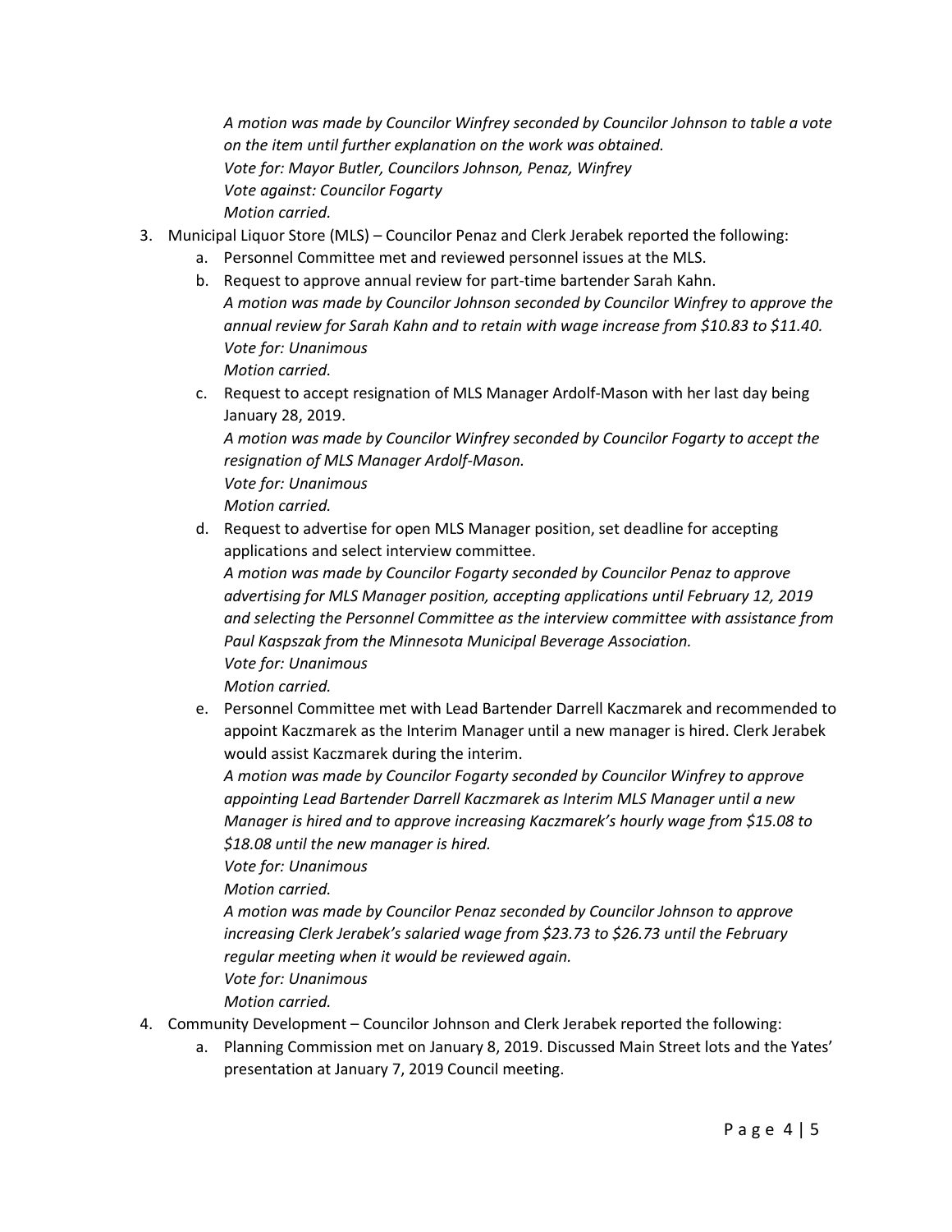*A motion was made by Councilor Winfrey seconded by Councilor Johnson to table a vote on the item until further explanation on the work was obtained.*
*Vote for: Mayor Butler, Councilors Johnson, Penaz, Winfrey*
*Vote against: Councilor Fogarty*
*Motion carried.*

3. Municipal Liquor Store (MLS) – Councilor Penaz and Clerk Jerabek reported the following:
   a. Personnel Committee met and reviewed personnel issues at the MLS.
   b. Request to approve annual review for part-time bartender Sarah Kahn.
   *A motion was made by Councilor Johnson seconded by Councilor Winfrey to approve the annual review for Sarah Kahn and to retain with wage increase from $10.83 to $11.40.*
   *Vote for: Unanimous*
   *Motion carried.*
   c. Request to accept resignation of MLS Manager Ardolf-Mason with her last day being January 28, 2019.
   *A motion was made by Councilor Winfrey seconded by Councilor Fogarty to accept the resignation of MLS Manager Ardolf-Mason.*
   *Vote for: Unanimous*
   *Motion carried.*
   d. Request to advertise for open MLS Manager position, set deadline for accepting applications and select interview committee.
   *A motion was made by Councilor Fogarty seconded by Councilor Penaz to approve advertising for MLS Manager position, accepting applications until February 12, 2019 and selecting the Personnel Committee as the interview committee with assistance from Paul Kaspszak from the Minnesota Municipal Beverage Association.*
   *Vote for: Unanimous*
   *Motion carried.*
   e. Personnel Committee met with Lead Bartender Darrell Kaczmarek and recommended to appoint Kaczmarek as the Interim Manager until a new manager is hired. Clerk Jerabek would assist Kaczmarek during the interim.
   *A motion was made by Councilor Fogarty seconded by Councilor Winfrey to approve appointing Lead Bartender Darrell Kaczmarek as Interim MLS Manager until a new Manager is hired and to approve increasing Kaczmarek's hourly wage from $15.08 to $18.08 until the new manager is hired.*
   *Vote for: Unanimous*
   *Motion carried.*
   *A motion was made by Councilor Penaz seconded by Councilor Johnson to approve increasing Clerk Jerabek's salaried wage from $23.73 to $26.73 until the February regular meeting when it would be reviewed again.*
   *Vote for: Unanimous*
   *Motion carried.*
4. Community Development – Councilor Johnson and Clerk Jerabek reported the following:
   a. Planning Commission met on January 8, 2019. Discussed Main Street lots and the Yates' presentation at January 7, 2019 Council meeting.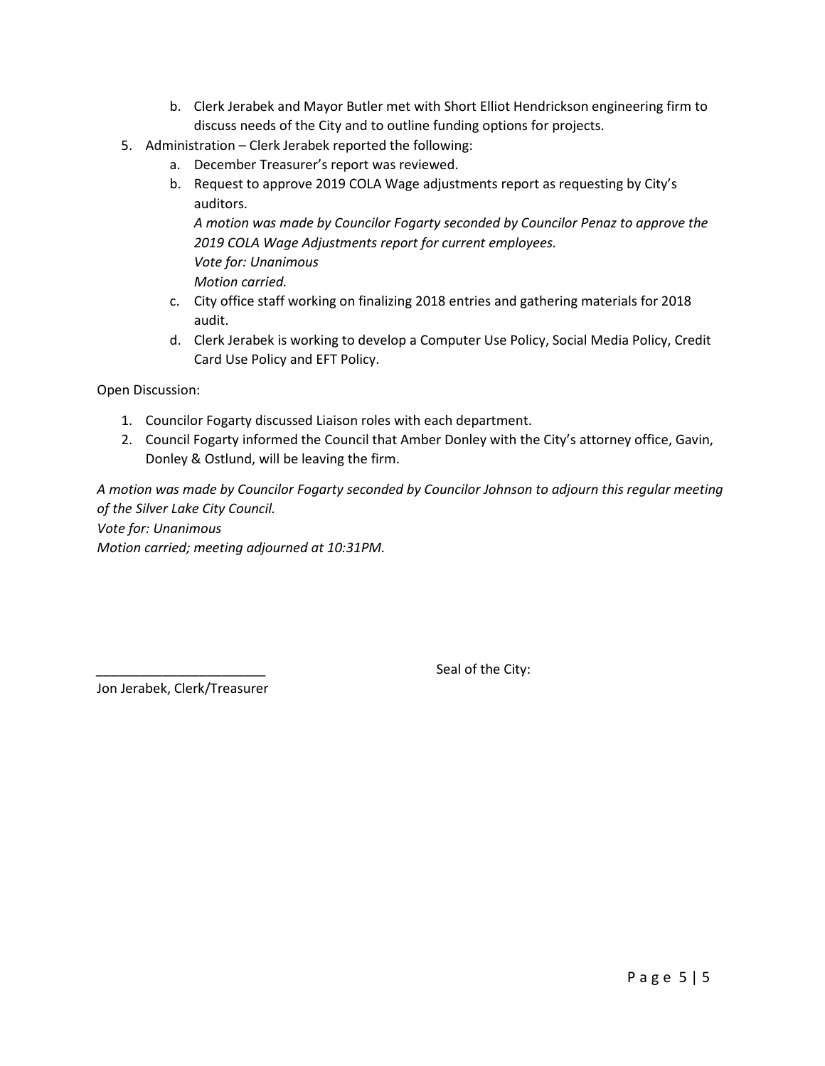b. Clerk Jerabek and Mayor Butler met with Short Elliot Hendrickson engineering firm to discuss needs of the City and to outline funding options for projects.

5. Administration – Clerk Jerabek reported the following:
   a. December Treasurer's report was reviewed.
   b. Request to approve 2019 COLA Wage adjustments report as requesting by City's auditors.
      *A motion was made by Councilor Fogarty seconded by Councilor Penaz to approve the 2019 COLA Wage Adjustments report for current employees.*
      *Vote for: Unanimous*
      *Motion carried.*
   c. City office staff working on finalizing 2018 entries and gathering materials for 2018 audit.
   d. Clerk Jerabek is working to develop a Computer Use Policy, Social Media Policy, Credit Card Use Policy and EFT Policy.

Open Discussion:

1. Councilor Fogarty discussed Liaison roles with each department.
2. Council Fogarty informed the Council that Amber Donley with the City's attorney office, Gavin, Donley & Ostlund, will be leaving the firm.

*A motion was made by Councilor Fogarty seconded by Councilor Johnson to adjourn this regular meeting of the Silver Lake City Council.*
*Vote for: Unanimous*
*Motion carried; meeting adjourned at 10:31PM.*

_______________________

Jon Jerabek, Clerk/Treasurer

Seal of the City: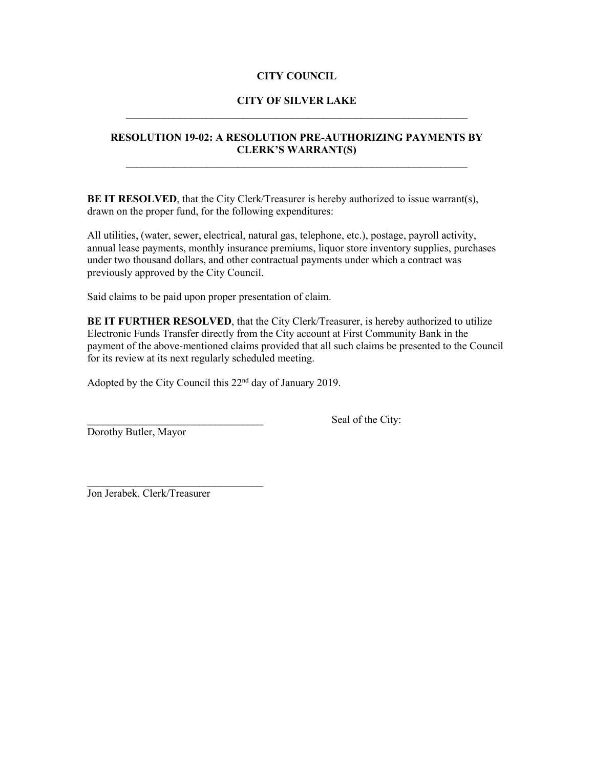**CITY COUNCIL**

**CITY OF SILVER LAKE**

---

**RESOLUTION 19-02: A RESOLUTION PRE-AUTHORIZING PAYMENTS BY CLERK'S WARRANT(S)**

---

**BE IT RESOLVED**, that the City Clerk/Treasurer is hereby authorized to issue warrant(s), drawn on the proper fund, for the following expenditures:

All utilities, (water, sewer, electrical, natural gas, telephone, etc.), postage, payroll activity, annual lease payments, monthly insurance premiums, liquor store inventory supplies, purchases under two thousand dollars, and other contractual payments under which a contract was previously approved by the City Council.

Said claims to be paid upon proper presentation of claim.

**BE IT FURTHER RESOLVED**, that the City Clerk/Treasurer, is hereby authorized to utilize Electronic Funds Transfer directly from the City account at First Community Bank in the payment of the above-mentioned claims provided that all such claims be presented to the Council for its review at its next regularly scheduled meeting.

Adopted by the City Council this 22nd day of January 2019.

\_\_\_\_\_\_\_\_\_\_\_\_\_\_\_\_\_\_\_\_\_\_\_\_\_\_\_\_\_\_\_\_\_\_
Dorothy Butler, Mayor

Seal of the City:

\_\_\_\_\_\_\_\_\_\_\_\_\_\_\_\_\_\_\_\_\_\_\_\_\_\_\_\_\_\_\_\_\_\_
Jon Jerabek, Clerk/Treasurer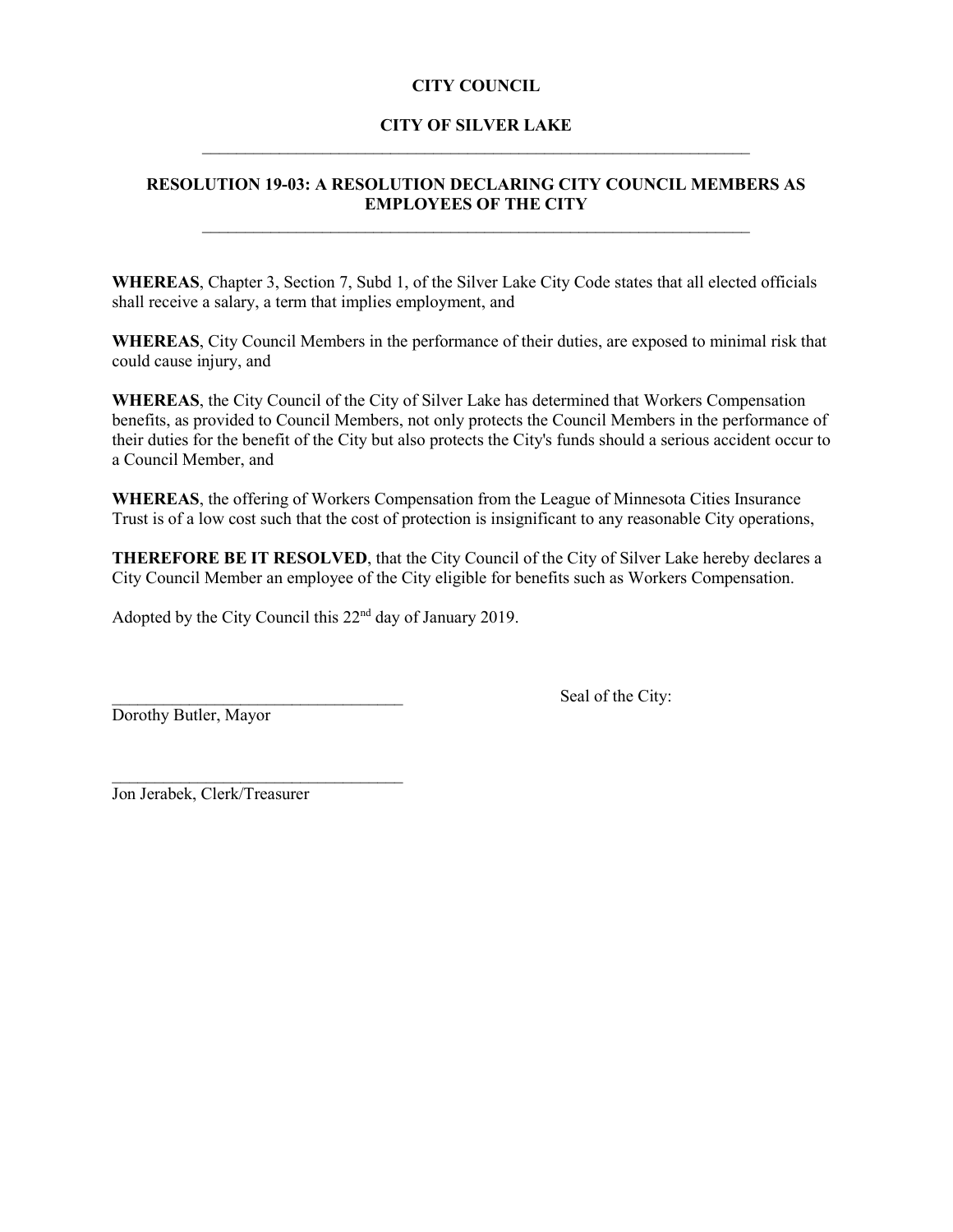**CITY COUNCIL**

**CITY OF SILVER LAKE**

---

**RESOLUTION 19-03: A RESOLUTION DECLARING CITY COUNCIL MEMBERS AS EMPLOYEES OF THE CITY**

---

**WHEREAS**, Chapter 3, Section 7, Subd 1, of the Silver Lake City Code states that all elected officials shall receive a salary, a term that implies employment, and

**WHEREAS**, City Council Members in the performance of their duties, are exposed to minimal risk that could cause injury, and

**WHEREAS**, the City Council of the City of Silver Lake has determined that Workers Compensation benefits, as provided to Council Members, not only protects the Council Members in the performance of their duties for the benefit of the City but also protects the City's funds should a serious accident occur to a Council Member, and

**WHEREAS**, the offering of Workers Compensation from the League of Minnesota Cities Insurance Trust is of a low cost such that the cost of protection is insignificant to any reasonable City operations,

**THEREFORE BE IT RESOLVED**, that the City Council of the City of Silver Lake hereby declares a City Council Member an employee of the City eligible for benefits such as Workers Compensation.

Adopted by the City Council this 22nd day of January 2019.

\_\_\_\_\_\_\_\_\_\_\_\_\_\_\_\_\_\_\_\_\_\_\_\_\_\_\_\_\_\_\_\_\_\_\_
Dorothy Butler, Mayor

Seal of the City:

\_\_\_\_\_\_\_\_\_\_\_\_\_\_\_\_\_\_\_\_\_\_\_\_\_\_\_\_\_\_\_\_\_\_\_
Jon Jerabek, Clerk/Treasurer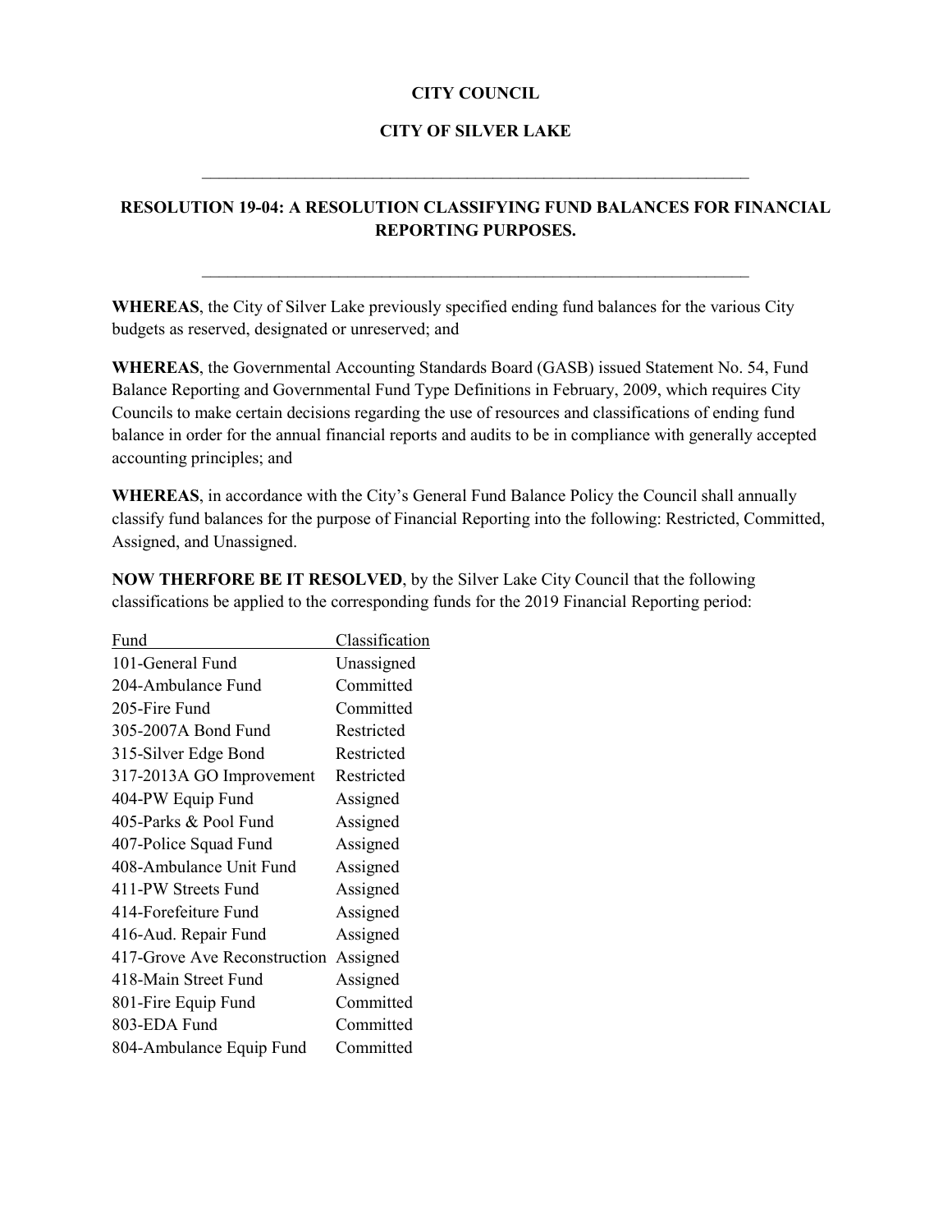**CITY COUNCIL**

**CITY OF SILVER LAKE**

---

**RESOLUTION 19-04: A RESOLUTION CLASSIFYING FUND BALANCES FOR FINANCIAL REPORTING PURPOSES.**

---

**WHEREAS**, the City of Silver Lake previously specified ending fund balances for the various City budgets as reserved, designated or unreserved; and

**WHEREAS**, the Governmental Accounting Standards Board (GASB) issued Statement No. 54, Fund Balance Reporting and Governmental Fund Type Definitions in February, 2009, which requires City Councils to make certain decisions regarding the use of resources and classifications of ending fund balance in order for the annual financial reports and audits to be in compliance with generally accepted accounting principles; and

**WHEREAS**, in accordance with the City's General Fund Balance Policy the Council shall annually classify fund balances for the purpose of Financial Reporting into the following: Restricted, Committed, Assigned, and Unassigned.

**NOW THERFORE BE IT RESOLVED**, by the Silver Lake City Council that the following classifications be applied to the corresponding funds for the 2019 Financial Reporting period:

| Fund | Classification |
|---|---|
| 101-General Fund | Unassigned |
| 204-Ambulance Fund | Committed |
| 205-Fire Fund | Committed |
| 305-2007A Bond Fund | Restricted |
| 315-Silver Edge Bond | Restricted |
| 317-2013A GO Improvement | Restricted |
| 404-PW Equip Fund | Assigned |
| 405-Parks & Pool Fund | Assigned |
| 407-Police Squad Fund | Assigned |
| 408-Ambulance Unit Fund | Assigned |
| 411-PW Streets Fund | Assigned |
| 414-Forefeiture Fund | Assigned |
| 416-Aud. Repair Fund | Assigned |
| 417-Grove Ave Reconstruction | Assigned |
| 418-Main Street Fund | Assigned |
| 801-Fire Equip Fund | Committed |
| 803-EDA Fund | Committed |
| 804-Ambulance Equip Fund | Committed |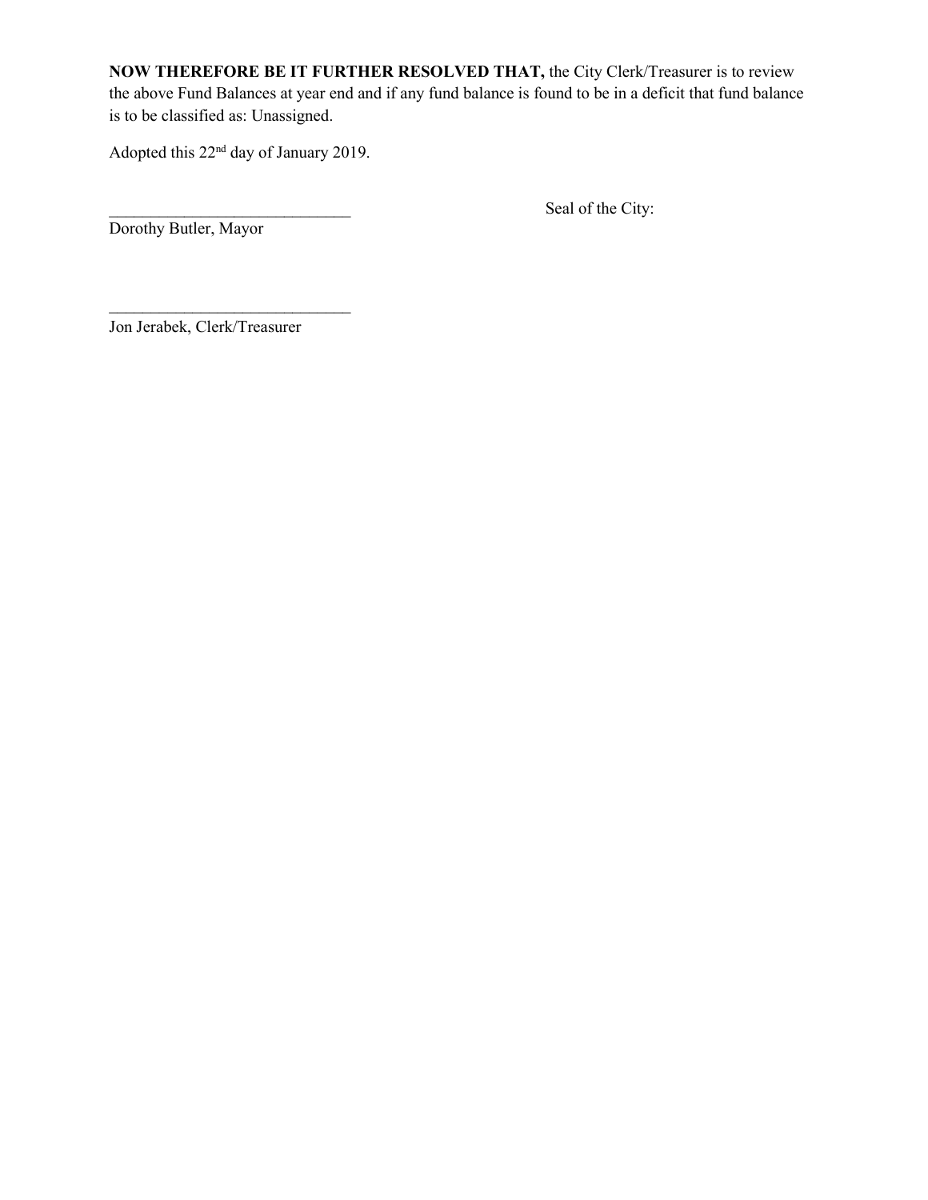**NOW THEREFORE BE IT FURTHER RESOLVED THAT,** the City Clerk/Treasurer is to review the above Fund Balances at year end and if any fund balance is found to be in a deficit that fund balance is to be classified as: Unassigned.

Adopted this 22nd day of January 2019.

_____________________________
Dorothy Butler, Mayor

Seal of the City:

_____________________________
Jon Jerabek, Clerk/Treasurer